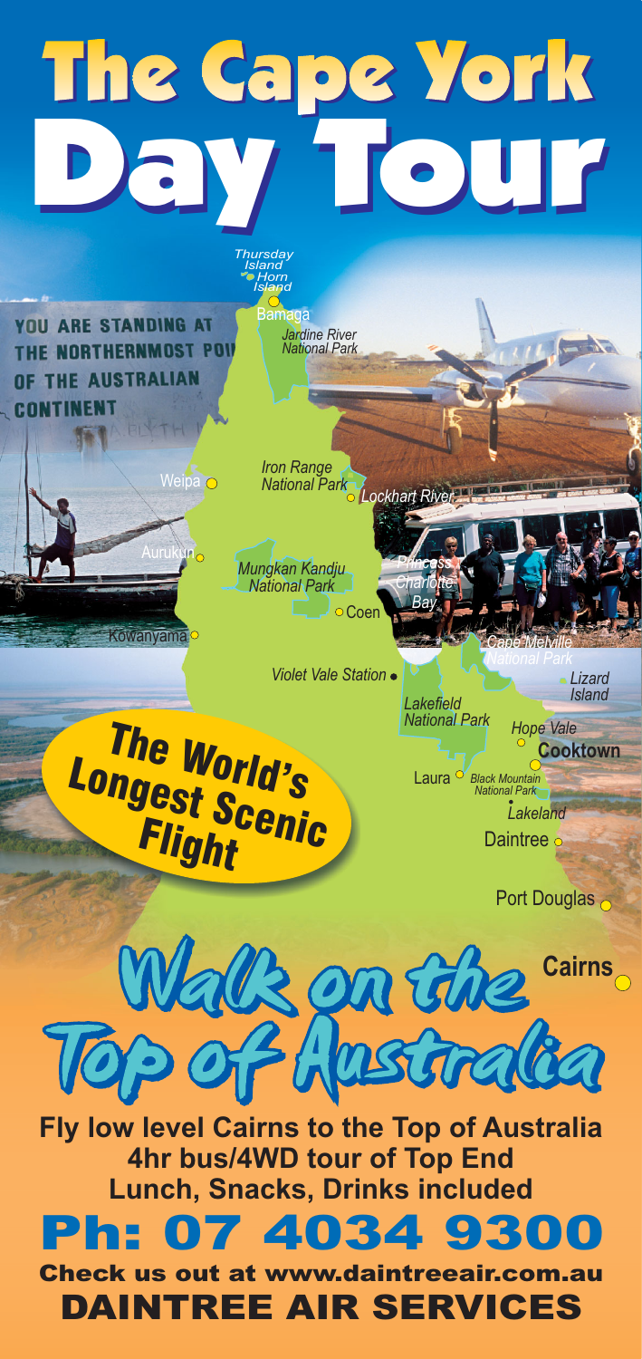# The Cape York Day Tour

YOU ARE STANDING AT THE NORTHERNMOST POI OF THE AUSTRALIAN CONTINENT

Thursday Island
Horn Island
Bamaga
Jardine River National Park
Weipa
Iron Range National Park
Lockhart River
Aurukun
Mungkan Kandju National Park
Princess Charlotte Bay
Coen
Kowanyama
Cape Melville National Park
Violet Vale Station
Lizard Island
Lakefield National Park
Hope Vale
Cooktown
Laura
Black Mountain National Park
Lakeland
Daintree
Port Douglas
Cairns

**The World's Longest Scenic Flight**

## Walk on the Top of Australia

**Fly low level Cairns to the Top of Australia**
**4hr bus/4WD tour of Top End**
**Lunch, Snacks, Drinks included**

## Ph: 07 4034 9300

**Check us out at www.daintreeair.com.au**

## DAINTREE AIR SERVICES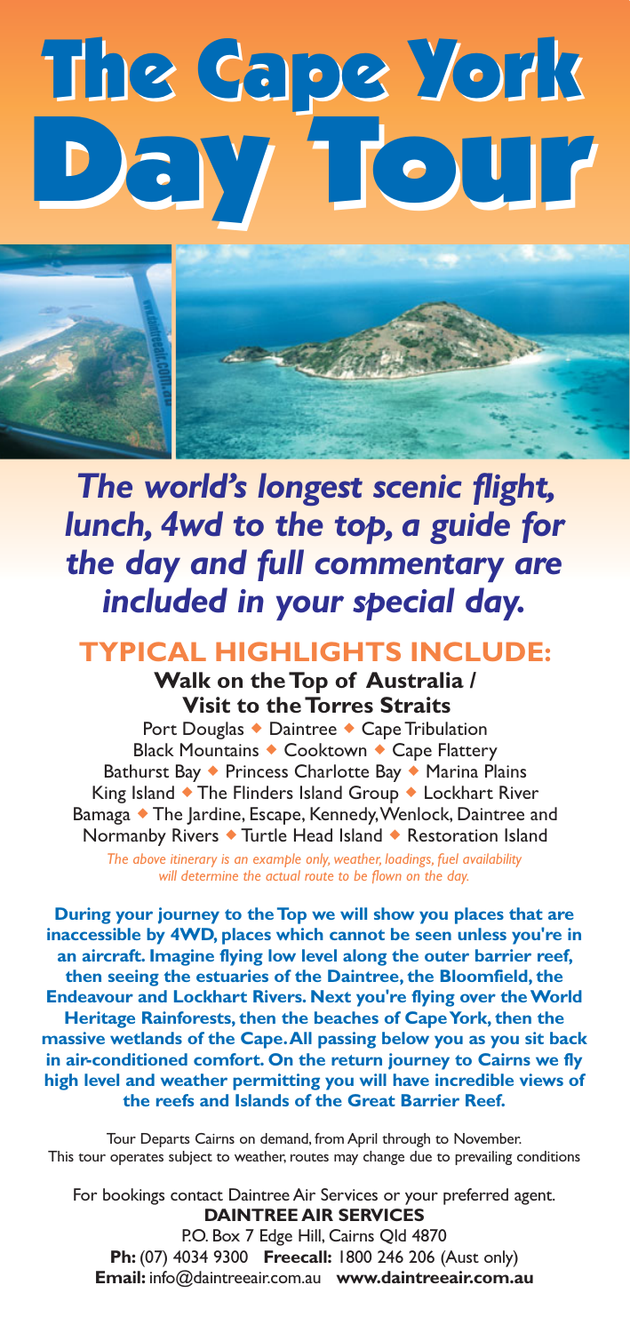# The Cape York Day Tour

*The world's longest scenic flight, lunch, 4wd to the top, a guide for the day and full commentary are included in your special day.*

## TYPICAL HIGHLIGHTS INCLUDE:

### Walk on the Top of Australia / Visit to the Torres Straits

Port Douglas ◆ Daintree ◆ Cape Tribulation
Black Mountains ◆ Cooktown ◆ Cape Flattery
Bathurst Bay ◆ Princess Charlotte Bay ◆ Marina Plains
King Island ◆ The Flinders Island Group ◆ Lockhart River
Bamaga ◆ The Jardine, Escape, Kennedy, Wenlock, Daintree and Normanby Rivers ◆ Turtle Head Island ◆ Restoration Island

*The above itinerary is an example only, weather, loadings, fuel availability will determine the actual route to be flown on the day.*

**During your journey to the Top we will show you places that are inaccessible by 4WD, places which cannot be seen unless you're in an aircraft. Imagine flying low level along the outer barrier reef, then seeing the estuaries of the Daintree, the Bloomfield, the Endeavour and Lockhart Rivers. Next you're flying over the World Heritage Rainforests, then the beaches of Cape York, then the massive wetlands of the Cape. All passing below you as you sit back in air-conditioned comfort. On the return journey to Cairns we fly high level and weather permitting you will have incredible views of the reefs and Islands of the Great Barrier Reef.**

Tour Departs Cairns on demand, from April through to November.
This tour operates subject to weather, routes may change due to prevailing conditions

For bookings contact Daintree Air Services or your preferred agent.

**DAINTREE AIR SERVICES**
P.O. Box 7 Edge Hill, Cairns Qld 4870
**Ph:** (07) 4034 9300 **Freecall:** 1800 246 206 (Aust only)
**Email:** info@daintreeair.com.au **www.daintreeair.com.au**